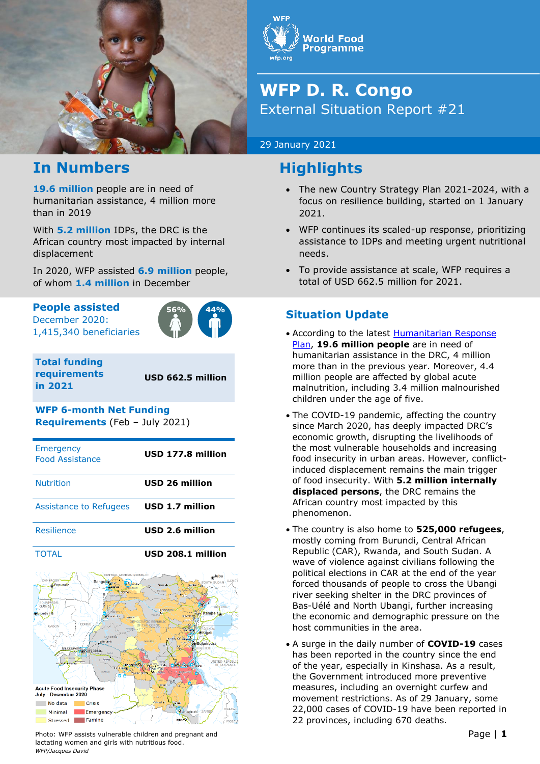# WFP D. R. Congo

## External Situation Report #21

29 January 2021

## In Numbers

**19.6 million** people are in need of humanitarian assistance, 4 million more than in 2019

With **5.2 million** IDPs, the DRC is the African country most impacted by internal displacement

In 2020, WFP assisted **6.9 million** people, of whom **1.4 million** in December

**People assisted**
December 2020:
1,415,340 beneficiaries

56% 44%

| **Total funding requirements in 2021** | **USD 662.5 million** |
|---|---|

**WFP 6-month Net Funding Requirements** (Feb – July 2021)

| | |
|---|---|
| Emergency Food Assistance | **USD 177.8 million** |
| Nutrition | **USD 26 million** |
| Assistance to Refugees | **USD 1.7 million** |
| Resilience | **USD 2.6 million** |
| TOTAL | **USD 208.1 million** |

Acute Food Insecurity Phase
July - December 2020
No data, Minimal, Stressed, Crisis, Emergency, Famine

Photo: WFP assists vulnerable children and pregnant and lactating women and girls with nutritious food.
*WFP/Jacques David*

## Highlights

- The new Country Strategy Plan 2021-2024, with a focus on resilience building, started on 1 January 2021.
- WFP continues its scaled-up response, prioritizing assistance to IDPs and meeting urgent nutritional needs.
- To provide assistance at scale, WFP requires a total of USD 662.5 million for 2021.

## Situation Update

- According to the latest Humanitarian Response Plan, **19.6 million people** are in need of humanitarian assistance in the DRC, 4 million more than in the previous year. Moreover, 4.4 million people are affected by global acute malnutrition, including 3.4 million malnourished children under the age of five.
- The COVID-19 pandemic, affecting the country since March 2020, has deeply impacted DRC's economic growth, disrupting the livelihoods of the most vulnerable households and increasing food insecurity in urban areas. However, conflict-induced displacement remains the main trigger of food insecurity. With **5.2 million internally displaced persons**, the DRC remains the African country most impacted by this phenomenon.
- The country is also home to **525,000 refugees**, mostly coming from Burundi, Central African Republic (CAR), Rwanda, and South Sudan. A wave of violence against civilians following the political elections in CAR at the end of the year forced thousands of people to cross the Ubangi river seeking shelter in the DRC provinces of Bas-Uélé and North Ubangi, further increasing the economic and demographic pressure on the host communities in the area.
- A surge in the daily number of **COVID-19** cases has been reported in the country since the end of the year, especially in Kinshasa. As a result, the Government introduced more preventive measures, including an overnight curfew and movement restrictions. As of 29 January, some 22,000 cases of COVID-19 have been reported in 22 provinces, including 670 deaths.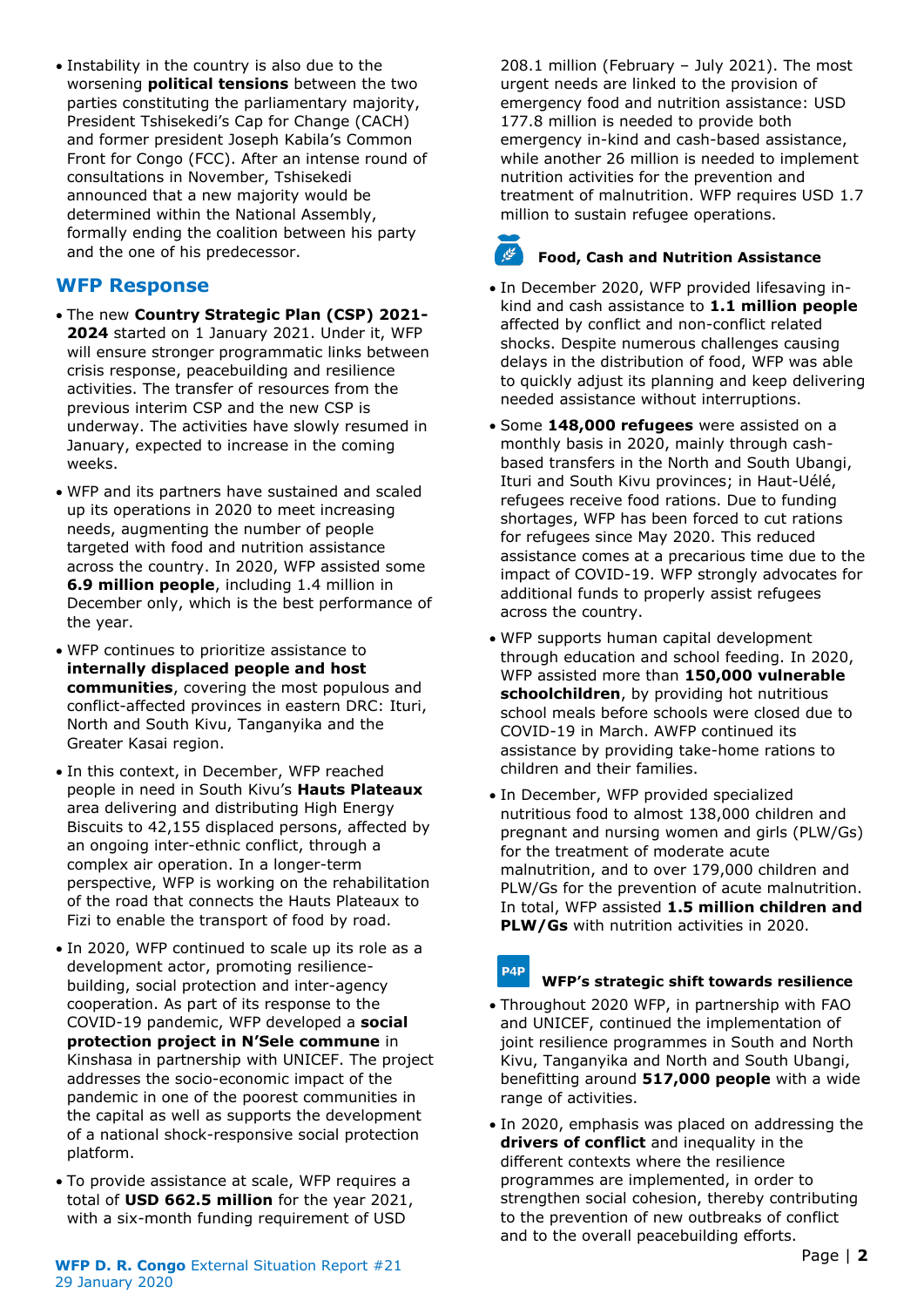- Instability in the country is also due to the worsening **political tensions** between the two parties constituting the parliamentary majority, President Tshisekedi's Cap for Change (CACH) and former president Joseph Kabila's Common Front for Congo (FCC). After an intense round of consultations in November, Tshisekedi announced that a new majority would be determined within the National Assembly, formally ending the coalition between his party and the one of his predecessor.

## WFP Response

- The new **Country Strategic Plan (CSP) 2021-2024** started on 1 January 2021. Under it, WFP will ensure stronger programmatic links between crisis response, peacebuilding and resilience activities. The transfer of resources from the previous interim CSP and the new CSP is underway. The activities have slowly resumed in January, expected to increase in the coming weeks.
- WFP and its partners have sustained and scaled up its operations in 2020 to meet increasing needs, augmenting the number of people targeted with food and nutrition assistance across the country. In 2020, WFP assisted some **6.9 million people**, including 1.4 million in December only, which is the best performance of the year.
- WFP continues to prioritize assistance to **internally displaced people and host communities**, covering the most populous and conflict-affected provinces in eastern DRC: Ituri, North and South Kivu, Tanganyika and the Greater Kasai region.
- In this context, in December, WFP reached people in need in South Kivu's **Hauts Plateaux** area delivering and distributing High Energy Biscuits to 42,155 displaced persons, affected by an ongoing inter-ethnic conflict, through a complex air operation. In a longer-term perspective, WFP is working on the rehabilitation of the road that connects the Hauts Plateaux to Fizi to enable the transport of food by road.
- In 2020, WFP continued to scale up its role as a development actor, promoting resilience-building, social protection and inter-agency cooperation. As part of its response to the COVID-19 pandemic, WFP developed a **social protection project in N'Sele commune** in Kinshasa in partnership with UNICEF. The project addresses the socio-economic impact of the pandemic in one of the poorest communities in the capital as well as supports the development of a national shock-responsive social protection platform.
- To provide assistance at scale, WFP requires a total of **USD 662.5 million** for the year 2021, with a six-month funding requirement of USD 208.1 million (February – July 2021). The most urgent needs are linked to the provision of emergency food and nutrition assistance: USD 177.8 million is needed to provide both emergency in-kind and cash-based assistance, while another 26 million is needed to implement nutrition activities for the prevention and treatment of malnutrition. WFP requires USD 1.7 million to sustain refugee operations.

### Food, Cash and Nutrition Assistance

- In December 2020, WFP provided lifesaving in-kind and cash assistance to **1.1 million people** affected by conflict and non-conflict related shocks. Despite numerous challenges causing delays in the distribution of food, WFP was able to quickly adjust its planning and keep delivering needed assistance without interruptions.
- Some **148,000 refugees** were assisted on a monthly basis in 2020, mainly through cash-based transfers in the North and South Ubangi, Ituri and South Kivu provinces; in Haut-Uélé, refugees receive food rations. Due to funding shortages, WFP has been forced to cut rations for refugees since May 2020. This reduced assistance comes at a precarious time due to the impact of COVID-19. WFP strongly advocates for additional funds to properly assist refugees across the country.
- WFP supports human capital development through education and school feeding. In 2020, WFP assisted more than **150,000 vulnerable schoolchildren**, by providing hot nutritious school meals before schools were closed due to COVID-19 in March. AWFP continued its assistance by providing take-home rations to children and their families.
- In December, WFP provided specialized nutritious food to almost 138,000 children and pregnant and nursing women and girls (PLW/Gs) for the treatment of moderate acute malnutrition, and to over 179,000 children and PLW/Gs for the prevention of acute malnutrition. In total, WFP assisted **1.5 million children and PLW/Gs** with nutrition activities in 2020.

### WFP's strategic shift towards resilience

- Throughout 2020 WFP, in partnership with FAO and UNICEF, continued the implementation of joint resilience programmes in South and North Kivu, Tanganyika and North and South Ubangi, benefitting around **517,000 people** with a wide range of activities.
- In 2020, emphasis was placed on addressing the **drivers of conflict** and inequality in the different contexts where the resilience programmes are implemented, in order to strengthen social cohesion, thereby contributing to the prevention of new outbreaks of conflict and to the overall peacebuilding efforts.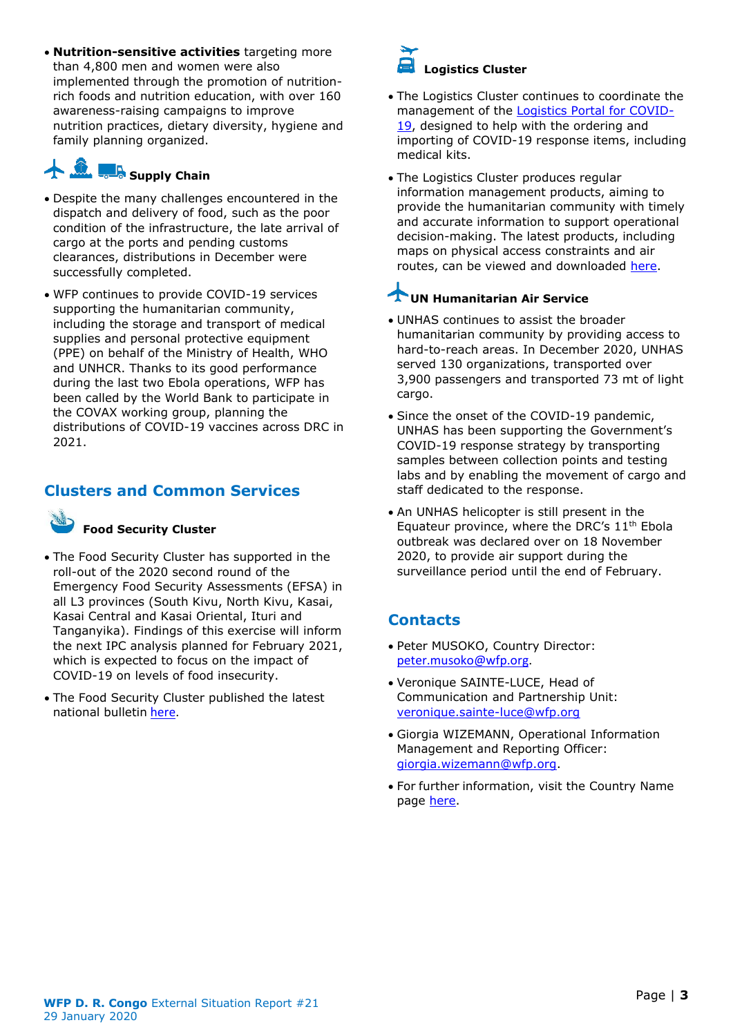- **Nutrition-sensitive activities** targeting more than 4,800 men and women were also implemented through the promotion of nutrition-rich foods and nutrition education, with over 160 awareness-raising campaigns to improve nutrition practices, dietary diversity, hygiene and family planning organized.

### Supply Chain

- Despite the many challenges encountered in the dispatch and delivery of food, such as the poor condition of the infrastructure, the late arrival of cargo at the ports and pending customs clearances, distributions in December were successfully completed.
- WFP continues to provide COVID-19 services supporting the humanitarian community, including the storage and transport of medical supplies and personal protective equipment (PPE) on behalf of the Ministry of Health, WHO and UNHCR. Thanks to its good performance during the last two Ebola operations, WFP has been called by the World Bank to participate in the COVAX working group, planning the distributions of COVID-19 vaccines across DRC in 2021.

## Clusters and Common Services

### Food Security Cluster

- The Food Security Cluster has supported in the roll-out of the 2020 second round of the Emergency Food Security Assessments (EFSA) in all L3 provinces (South Kivu, North Kivu, Kasai, Kasai Central and Kasai Oriental, Ituri and Tanganyika). Findings of this exercise will inform the next IPC analysis planned for February 2021, which is expected to focus on the impact of COVID-19 on levels of food insecurity.
- The Food Security Cluster published the latest national bulletin here.

### Logistics Cluster

- The Logistics Cluster continues to coordinate the management of the Logistics Portal for COVID-19, designed to help with the ordering and importing of COVID-19 response items, including medical kits.
- The Logistics Cluster produces regular information management products, aiming to provide the humanitarian community with timely and accurate information to support operational decision-making. The latest products, including maps on physical access constraints and air routes, can be viewed and downloaded here.

### UN Humanitarian Air Service

- UNHAS continues to assist the broader humanitarian community by providing access to hard-to-reach areas. In December 2020, UNHAS served 130 organizations, transported over 3,900 passengers and transported 73 mt of light cargo.
- Since the onset of the COVID-19 pandemic, UNHAS has been supporting the Government's COVID-19 response strategy by transporting samples between collection points and testing labs and by enabling the movement of cargo and staff dedicated to the response.
- An UNHAS helicopter is still present in the Equateur province, where the DRC's 11th Ebola outbreak was declared over on 18 November 2020, to provide air support during the surveillance period until the end of February.

## Contacts

- Peter MUSOKO, Country Director: peter.musoko@wfp.org.
- Veronique SAINTE-LUCE, Head of Communication and Partnership Unit: veronique.sainte-luce@wfp.org
- Giorgia WIZEMANN, Operational Information Management and Reporting Officer: giorgia.wizemann@wfp.org.
- For further information, visit the Country Name page here.